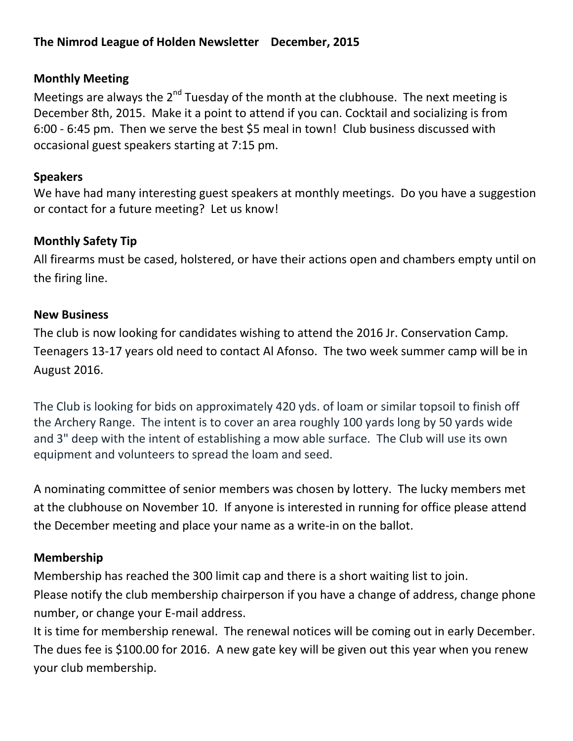# The Nimrod League of Holden Newsletter    December, 2015

## Monthly Meeting

Meetings are always the 2nd Tuesday of the month at the clubhouse. The next meeting is December 8th, 2015. Make it a point to attend if you can. Cocktail and socializing is from 6:00 - 6:45 pm. Then we serve the best $5 meal in town! Club business discussed with occasional guest speakers starting at 7:15 pm.

## Speakers

We have had many interesting guest speakers at monthly meetings. Do you have a suggestion or contact for a future meeting? Let us know!

## Monthly Safety Tip

All firearms must be cased, holstered, or have their actions open and chambers empty until on the firing line.

## New Business

The club is now looking for candidates wishing to attend the 2016 Jr. Conservation Camp. Teenagers 13-17 years old need to contact Al Afonso. The two week summer camp will be in August 2016.

The Club is looking for bids on approximately 420 yds. of loam or similar topsoil to finish off the Archery Range. The intent is to cover an area roughly 100 yards long by 50 yards wide and 3" deep with the intent of establishing a mow able surface. The Club will use its own equipment and volunteers to spread the loam and seed.

A nominating committee of senior members was chosen by lottery. The lucky members met at the clubhouse on November 10. If anyone is interested in running for office please attend the December meeting and place your name as a write-in on the ballot.

## Membership

Membership has reached the 300 limit cap and there is a short waiting list to join.

Please notify the club membership chairperson if you have a change of address, change phone number, or change your E-mail address.

It is time for membership renewal. The renewal notices will be coming out in early December. The dues fee is $100.00 for 2016. A new gate key will be given out this year when you renew your club membership.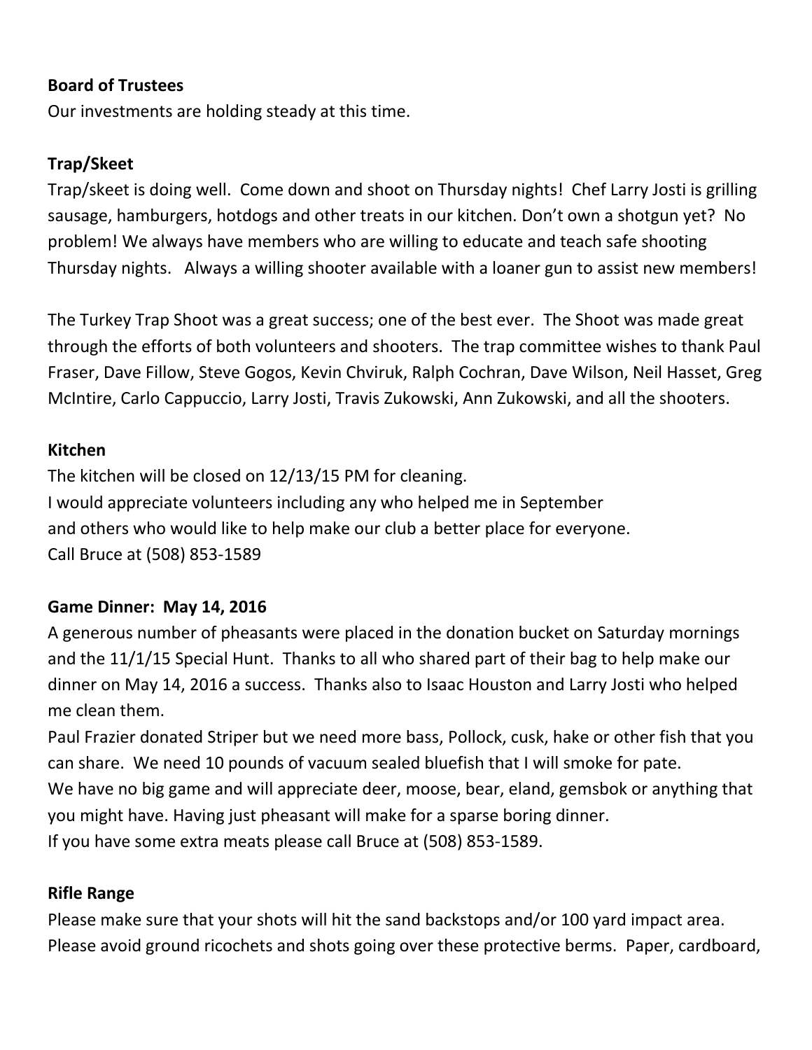**Board of Trustees**

Our investments are holding steady at this time.

**Trap/Skeet**

Trap/skeet is doing well. Come down and shoot on Thursday nights! Chef Larry Josti is grilling sausage, hamburgers, hotdogs and other treats in our kitchen. Don't own a shotgun yet? No problem! We always have members who are willing to educate and teach safe shooting Thursday nights. Always a willing shooter available with a loaner gun to assist new members!

The Turkey Trap Shoot was a great success; one of the best ever. The Shoot was made great through the efforts of both volunteers and shooters. The trap committee wishes to thank Paul Fraser, Dave Fillow, Steve Gogos, Kevin Chviruk, Ralph Cochran, Dave Wilson, Neil Hasset, Greg McIntire, Carlo Cappuccio, Larry Josti, Travis Zukowski, Ann Zukowski, and all the shooters.

**Kitchen**

The kitchen will be closed on 12/13/15 PM for cleaning.
I would appreciate volunteers including any who helped me in September
and others who would like to help make our club a better place for everyone.
Call Bruce at (508) 853-1589

**Game Dinner: May 14, 2016**

A generous number of pheasants were placed in the donation bucket on Saturday mornings and the 11/1/15 Special Hunt. Thanks to all who shared part of their bag to help make our dinner on May 14, 2016 a success. Thanks also to Isaac Houston and Larry Josti who helped me clean them.
Paul Frazier donated Striper but we need more bass, Pollock, cusk, hake or other fish that you can share. We need 10 pounds of vacuum sealed bluefish that I will smoke for pate.
We have no big game and will appreciate deer, moose, bear, eland, gemsbok or anything that you might have. Having just pheasant will make for a sparse boring dinner.
If you have some extra meats please call Bruce at (508) 853-1589.

**Rifle Range**

Please make sure that your shots will hit the sand backstops and/or 100 yard impact area. Please avoid ground ricochets and shots going over these protective berms. Paper, cardboard,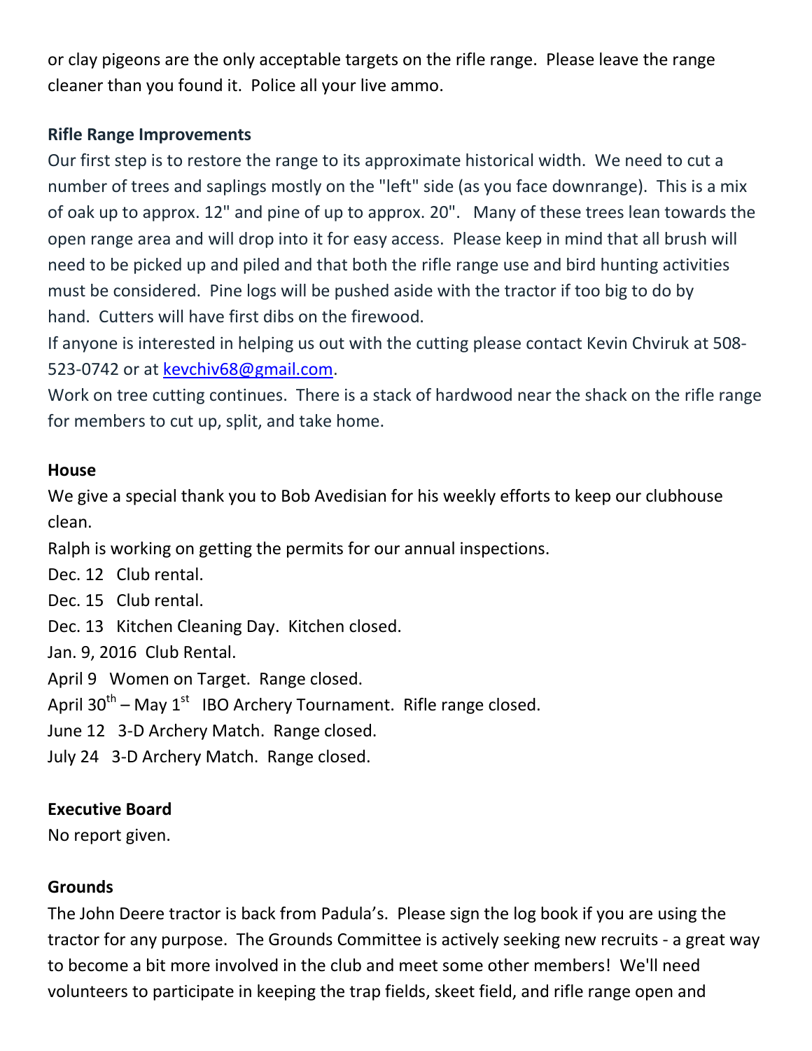or clay pigeons are the only acceptable targets on the rifle range. Please leave the range cleaner than you found it. Police all your live ammo.

**Rifle Range Improvements**

Our first step is to restore the range to its approximate historical width. We need to cut a number of trees and saplings mostly on the "left" side (as you face downrange). This is a mix of oak up to approx. 12" and pine of up to approx. 20". Many of these trees lean towards the open range area and will drop into it for easy access. Please keep in mind that all brush will need to be picked up and piled and that both the rifle range use and bird hunting activities must be considered. Pine logs will be pushed aside with the tractor if too big to do by hand. Cutters will have first dibs on the firewood.

If anyone is interested in helping us out with the cutting please contact Kevin Chviruk at 508-523-0742 or at kevchiv68@gmail.com.

Work on tree cutting continues. There is a stack of hardwood near the shack on the rifle range for members to cut up, split, and take home.

**House**

We give a special thank you to Bob Avedisian for his weekly efforts to keep our clubhouse clean.

Ralph is working on getting the permits for our annual inspections.

Dec. 12 Club rental.

Dec. 15 Club rental.

Dec. 13 Kitchen Cleaning Day. Kitchen closed.

Jan. 9, 2016 Club Rental.

April 9 Women on Target. Range closed.

April 30th – May 1st IBO Archery Tournament. Rifle range closed.

June 12 3-D Archery Match. Range closed.

July 24 3-D Archery Match. Range closed.

**Executive Board**

No report given.

**Grounds**

The John Deere tractor is back from Padula's. Please sign the log book if you are using the tractor for any purpose. The Grounds Committee is actively seeking new recruits - a great way to become a bit more involved in the club and meet some other members! We'll need volunteers to participate in keeping the trap fields, skeet field, and rifle range open and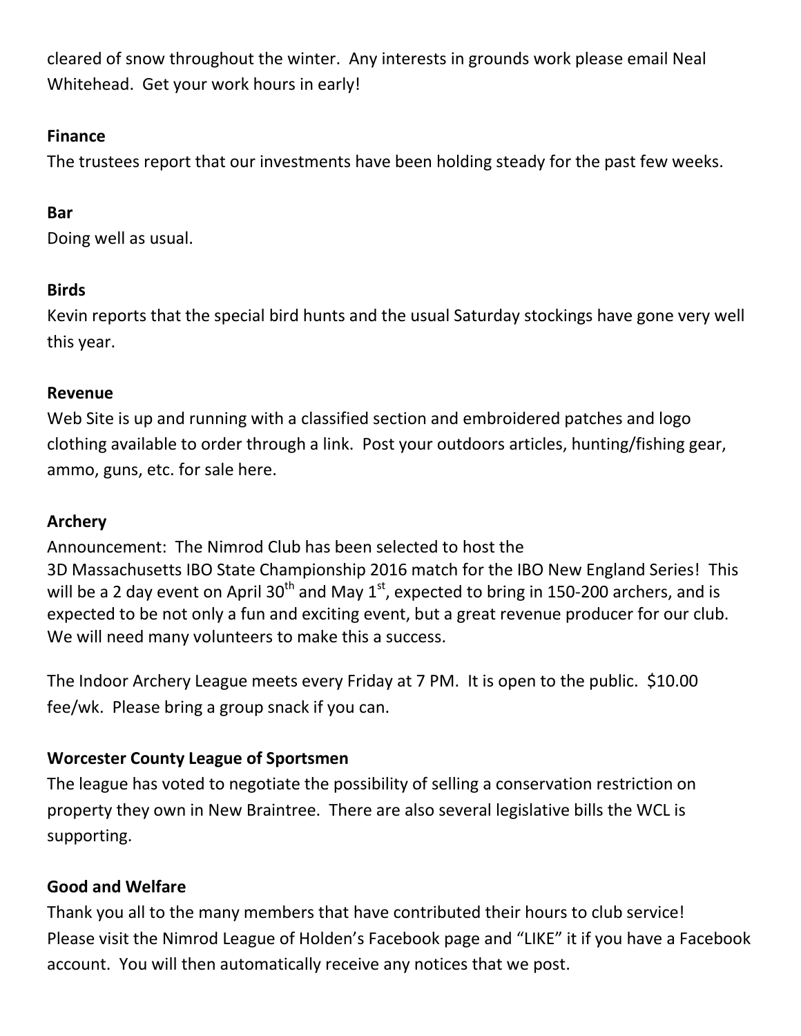cleared of snow throughout the winter. Any interests in grounds work please email Neal Whitehead. Get your work hours in early!

**Finance**

The trustees report that our investments have been holding steady for the past few weeks.

**Bar**

Doing well as usual.

**Birds**

Kevin reports that the special bird hunts and the usual Saturday stockings have gone very well this year.

**Revenue**

Web Site is up and running with a classified section and embroidered patches and logo clothing available to order through a link. Post your outdoors articles, hunting/fishing gear, ammo, guns, etc. for sale here.

**Archery**

Announcement: The Nimrod Club has been selected to host the 3D Massachusetts IBO State Championship 2016 match for the IBO New England Series! This will be a 2 day event on April 30th and May 1st, expected to bring in 150-200 archers, and is expected to be not only a fun and exciting event, but a great revenue producer for our club. We will need many volunteers to make this a success.

The Indoor Archery League meets every Friday at 7 PM. It is open to the public. $10.00 fee/wk. Please bring a group snack if you can.

**Worcester County League of Sportsmen**

The league has voted to negotiate the possibility of selling a conservation restriction on property they own in New Braintree. There are also several legislative bills the WCL is supporting.

**Good and Welfare**

Thank you all to the many members that have contributed their hours to club service! Please visit the Nimrod League of Holden's Facebook page and "LIKE" it if you have a Facebook account. You will then automatically receive any notices that we post.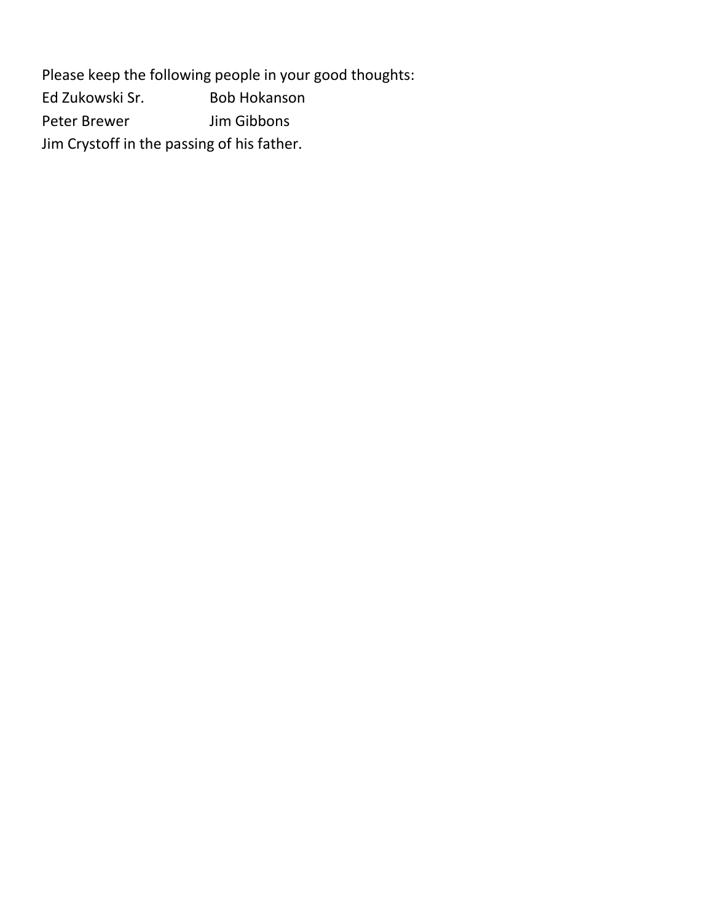Please keep the following people in your good thoughts:

| | |
|---|---|
| Ed Zukowski Sr. | Bob Hokanson |
| Peter Brewer | Jim Gibbons |

Jim Crystoff in the passing of his father.